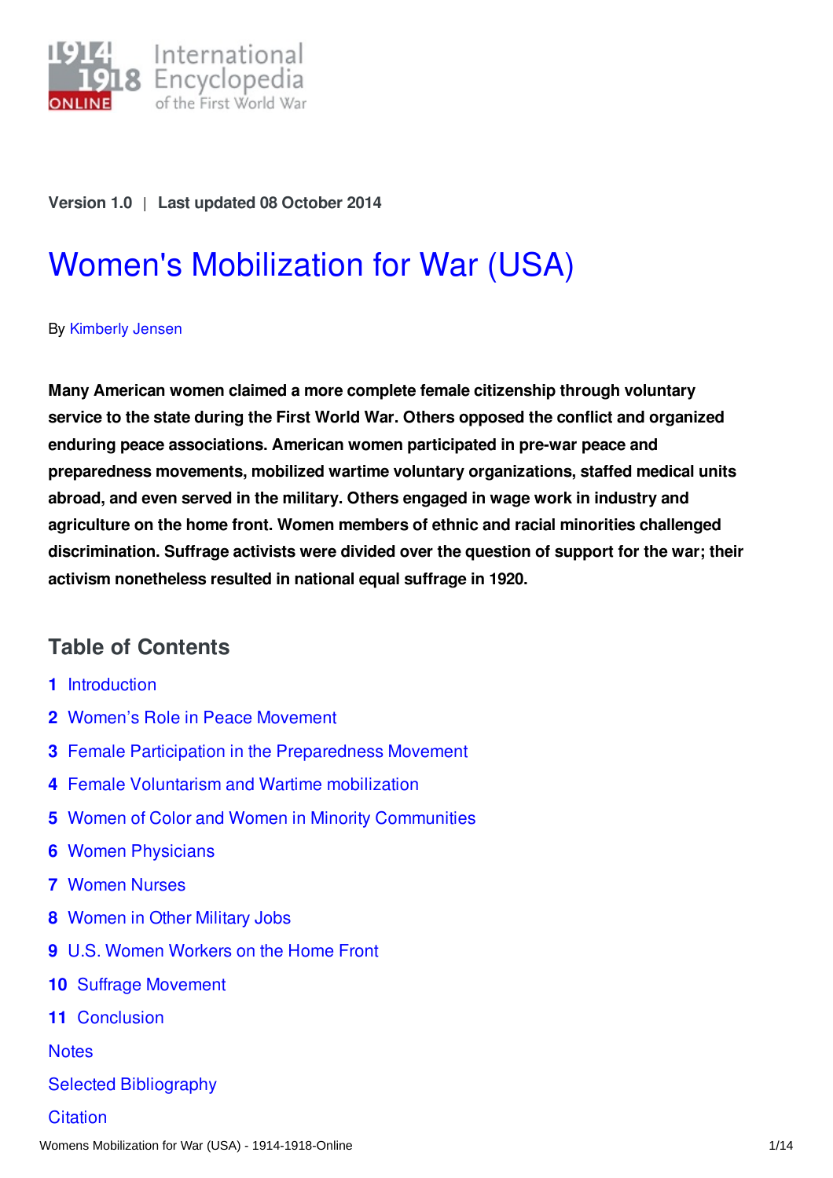1914-1918 ONLINE International Encyclopedia of the First World War

Version 1.0 | Last updated 08 October 2014

# Women's Mobilization for War (USA)

By Kimberly Jensen

**Many American women claimed a more complete female citizenship through voluntary service to the state during the First World War. Others opposed the conflict and organized enduring peace associations. American women participated in pre-war peace and preparedness movements, mobilized wartime voluntary organizations, staffed medical units abroad, and even served in the military. Others engaged in wage work in industry and agriculture on the home front. Women members of ethnic and racial minorities challenged discrimination. Suffrage activists were divided over the question of support for the war; their activism nonetheless resulted in national equal suffrage in 1920.**

## Table of Contents

1. Introduction
2. Women's Role in Peace Movement
3. Female Participation in the Preparedness Movement
4. Female Voluntarism and Wartime mobilization
5. Women of Color and Women in Minority Communities
6. Women Physicians
7. Women Nurses
8. Women in Other Military Jobs
9. U.S. Women Workers on the Home Front
10. Suffrage Movement
11. Conclusion

Notes

Selected Bibliography

Citation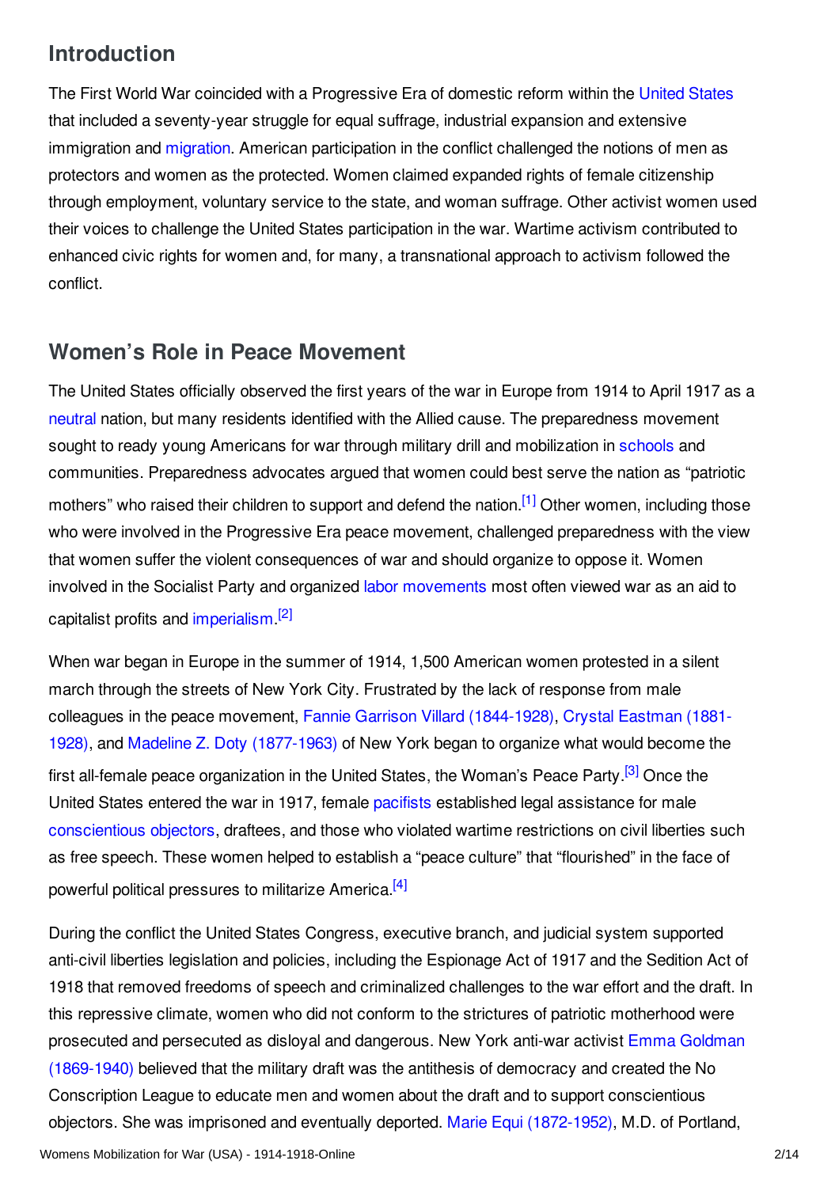## Introduction

The First World War coincided with a Progressive Era of domestic reform within the United States that included a seventy-year struggle for equal suffrage, industrial expansion and extensive immigration and migration. American participation in the conflict challenged the notions of men as protectors and women as the protected. Women claimed expanded rights of female citizenship through employment, voluntary service to the state, and woman suffrage. Other activist women used their voices to challenge the United States participation in the war. Wartime activism contributed to enhanced civic rights for women and, for many, a transnational approach to activism followed the conflict.

## Women's Role in Peace Movement

The United States officially observed the first years of the war in Europe from 1914 to April 1917 as a neutral nation, but many residents identified with the Allied cause. The preparedness movement sought to ready young Americans for war through military drill and mobilization in schools and communities. Preparedness advocates argued that women could best serve the nation as "patriotic mothers" who raised their children to support and defend the nation.[1] Other women, including those who were involved in the Progressive Era peace movement, challenged preparedness with the view that women suffer the violent consequences of war and should organize to oppose it. Women involved in the Socialist Party and organized labor movements most often viewed war as an aid to capitalist profits and imperialism.[2]

When war began in Europe in the summer of 1914, 1,500 American women protested in a silent march through the streets of New York City. Frustrated by the lack of response from male colleagues in the peace movement, Fannie Garrison Villard (1844-1928), Crystal Eastman (1881-1928), and Madeline Z. Doty (1877-1963) of New York began to organize what would become the first all-female peace organization in the United States, the Woman's Peace Party.[3] Once the United States entered the war in 1917, female pacifists established legal assistance for male conscientious objectors, draftees, and those who violated wartime restrictions on civil liberties such as free speech. These women helped to establish a "peace culture" that "flourished" in the face of powerful political pressures to militarize America.[4]

During the conflict the United States Congress, executive branch, and judicial system supported anti-civil liberties legislation and policies, including the Espionage Act of 1917 and the Sedition Act of 1918 that removed freedoms of speech and criminalized challenges to the war effort and the draft. In this repressive climate, women who did not conform to the strictures of patriotic motherhood were prosecuted and persecuted as disloyal and dangerous. New York anti-war activist Emma Goldman (1869-1940) believed that the military draft was the antithesis of democracy and created the No Conscription League to educate men and women about the draft and to support conscientious objectors. She was imprisoned and eventually deported. Marie Equi (1872-1952), M.D. of Portland,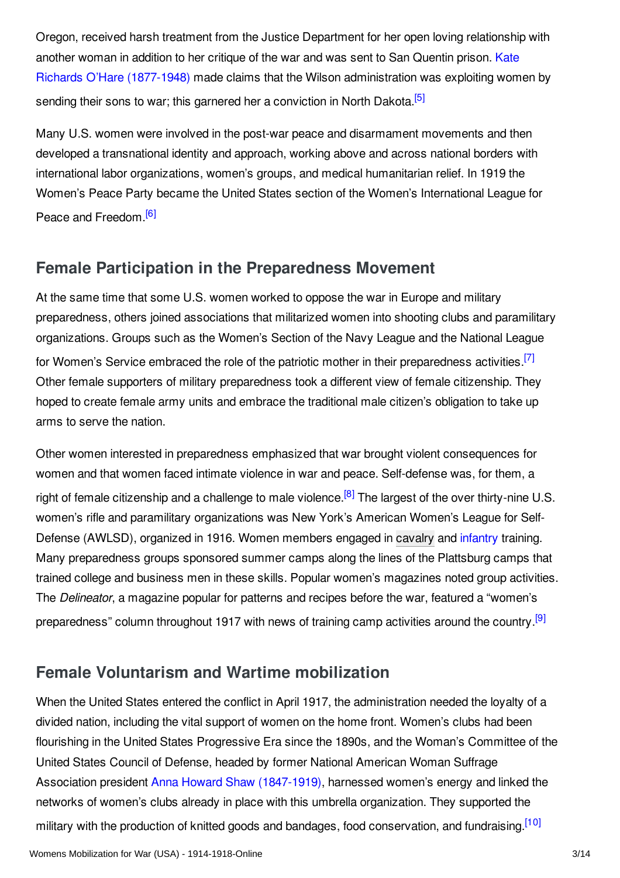Oregon, received harsh treatment from the Justice Department for her open loving relationship with another woman in addition to her critique of the war and was sent to San Quentin prison. Kate Richards O'Hare (1877-1948) made claims that the Wilson administration was exploiting women by sending their sons to war; this garnered her a conviction in North Dakota.[5]

Many U.S. women were involved in the post-war peace and disarmament movements and then developed a transnational identity and approach, working above and across national borders with international labor organizations, women's groups, and medical humanitarian relief. In 1919 the Women's Peace Party became the United States section of the Women's International League for Peace and Freedom.[6]

## Female Participation in the Preparedness Movement

At the same time that some U.S. women worked to oppose the war in Europe and military preparedness, others joined associations that militarized women into shooting clubs and paramilitary organizations. Groups such as the Women's Section of the Navy League and the National League for Women's Service embraced the role of the patriotic mother in their preparedness activities.[7] Other female supporters of military preparedness took a different view of female citizenship. They hoped to create female army units and embrace the traditional male citizen's obligation to take up arms to serve the nation.

Other women interested in preparedness emphasized that war brought violent consequences for women and that women faced intimate violence in war and peace. Self-defense was, for them, a right of female citizenship and a challenge to male violence.[8] The largest of the over thirty-nine U.S. women's rifle and paramilitary organizations was New York's American Women's League for Self-Defense (AWLSD), organized in 1916. Women members engaged in cavalry and infantry training. Many preparedness groups sponsored summer camps along the lines of the Plattsburg camps that trained college and business men in these skills. Popular women's magazines noted group activities. The *Delineator*, a magazine popular for patterns and recipes before the war, featured a "women's preparedness" column throughout 1917 with news of training camp activities around the country.[9]

## Female Voluntarism and Wartime mobilization

When the United States entered the conflict in April 1917, the administration needed the loyalty of a divided nation, including the vital support of women on the home front. Women's clubs had been flourishing in the United States Progressive Era since the 1890s, and the Woman's Committee of the United States Council of Defense, headed by former National American Woman Suffrage Association president Anna Howard Shaw (1847-1919), harnessed women's energy and linked the networks of women's clubs already in place with this umbrella organization. They supported the military with the production of knitted goods and bandages, food conservation, and fundraising.[10]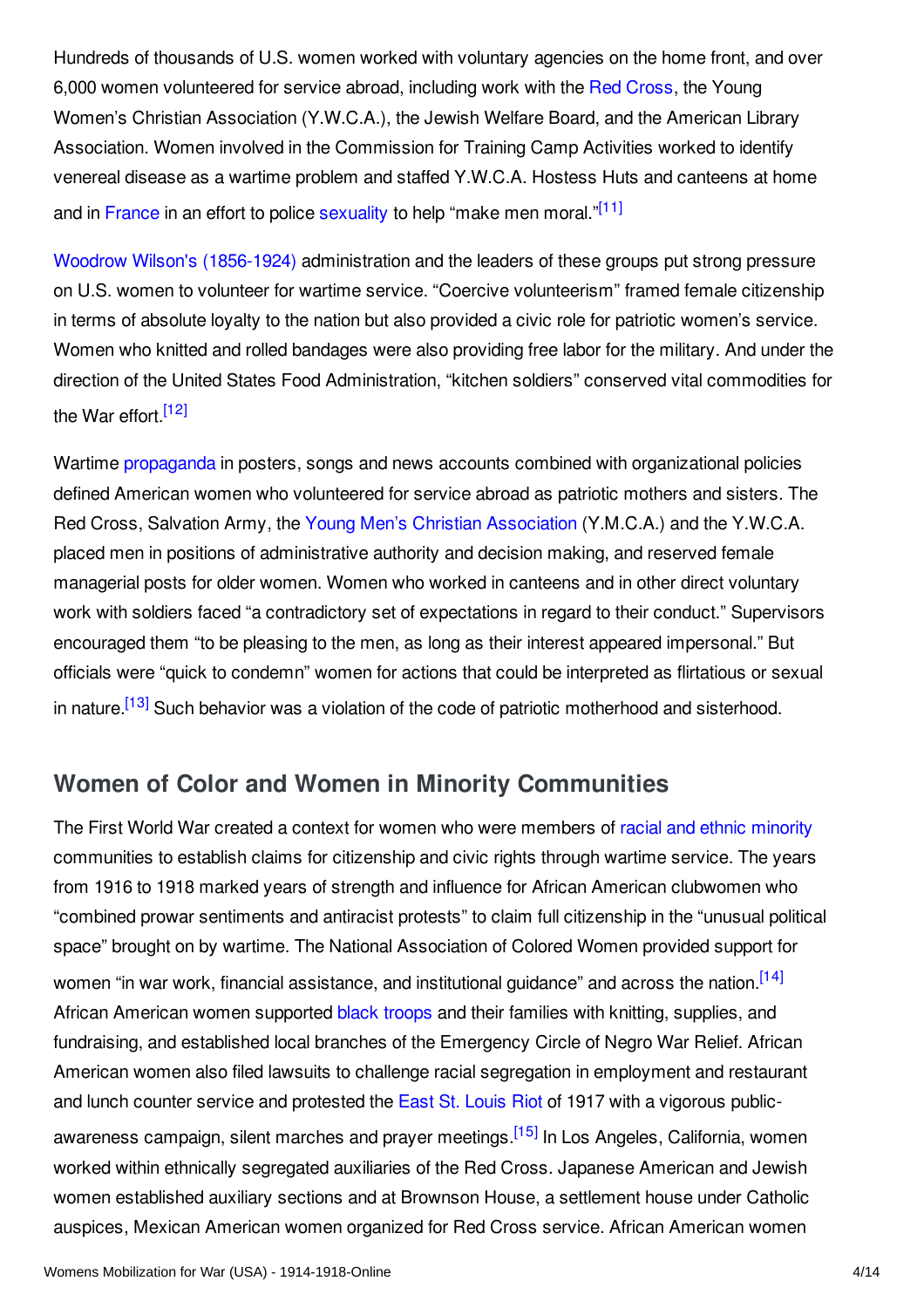Hundreds of thousands of U.S. women worked with voluntary agencies on the home front, and over 6,000 women volunteered for service abroad, including work with the Red Cross, the Young Women's Christian Association (Y.W.C.A.), the Jewish Welfare Board, and the American Library Association. Women involved in the Commission for Training Camp Activities worked to identify venereal disease as a wartime problem and staffed Y.W.C.A. Hostess Huts and canteens at home and in France in an effort to police sexuality to help "make men moral."[11]

Woodrow Wilson's (1856-1924) administration and the leaders of these groups put strong pressure on U.S. women to volunteer for wartime service. "Coercive volunteerism" framed female citizenship in terms of absolute loyalty to the nation but also provided a civic role for patriotic women's service. Women who knitted and rolled bandages were also providing free labor for the military. And under the direction of the United States Food Administration, "kitchen soldiers" conserved vital commodities for the War effort.[12]

Wartime propaganda in posters, songs and news accounts combined with organizational policies defined American women who volunteered for service abroad as patriotic mothers and sisters. The Red Cross, Salvation Army, the Young Men's Christian Association (Y.M.C.A.) and the Y.W.C.A. placed men in positions of administrative authority and decision making, and reserved female managerial posts for older women. Women who worked in canteens and in other direct voluntary work with soldiers faced "a contradictory set of expectations in regard to their conduct." Supervisors encouraged them "to be pleasing to the men, as long as their interest appeared impersonal." But officials were "quick to condemn" women for actions that could be interpreted as flirtatious or sexual in nature.[13] Such behavior was a violation of the code of patriotic motherhood and sisterhood.

## Women of Color and Women in Minority Communities

The First World War created a context for women who were members of racial and ethnic minority communities to establish claims for citizenship and civic rights through wartime service. The years from 1916 to 1918 marked years of strength and influence for African American clubwomen who "combined prowar sentiments and antiracist protests" to claim full citizenship in the "unusual political space" brought on by wartime. The National Association of Colored Women provided support for women "in war work, financial assistance, and institutional guidance" and across the nation.[14] African American women supported black troops and their families with knitting, supplies, and fundraising, and established local branches of the Emergency Circle of Negro War Relief. African American women also filed lawsuits to challenge racial segregation in employment and restaurant and lunch counter service and protested the East St. Louis Riot of 1917 with a vigorous public-awareness campaign, silent marches and prayer meetings.[15] In Los Angeles, California, women worked within ethnically segregated auxiliaries of the Red Cross. Japanese American and Jewish women established auxiliary sections and at Brownson House, a settlement house under Catholic auspices, Mexican American women organized for Red Cross service. African American women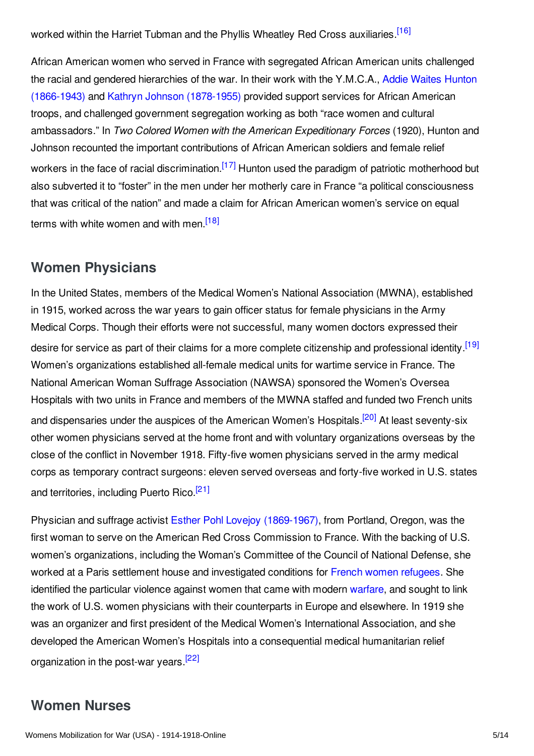worked within the Harriet Tubman and the Phyllis Wheatley Red Cross auxiliaries.[16]

African American women who served in France with segregated African American units challenged the racial and gendered hierarchies of the war. In their work with the Y.M.C.A., Addie Waites Hunton (1866-1943) and Kathryn Johnson (1878-1955) provided support services for African American troops, and challenged government segregation working as both "race women and cultural ambassadors." In *Two Colored Women with the American Expeditionary Forces* (1920), Hunton and Johnson recounted the important contributions of African American soldiers and female relief workers in the face of racial discrimination.[17] Hunton used the paradigm of patriotic motherhood but also subverted it to "foster" in the men under her motherly care in France "a political consciousness that was critical of the nation" and made a claim for African American women's service on equal terms with white women and with men.[18]

## Women Physicians

In the United States, members of the Medical Women's National Association (MWNA), established in 1915, worked across the war years to gain officer status for female physicians in the Army Medical Corps. Though their efforts were not successful, many women doctors expressed their desire for service as part of their claims for a more complete citizenship and professional identity.[19] Women's organizations established all-female medical units for wartime service in France. The National American Woman Suffrage Association (NAWSA) sponsored the Women's Oversea Hospitals with two units in France and members of the MWNA staffed and funded two French units and dispensaries under the auspices of the American Women's Hospitals.[20] At least seventy-six other women physicians served at the home front and with voluntary organizations overseas by the close of the conflict in November 1918. Fifty-five women physicians served in the army medical corps as temporary contract surgeons: eleven served overseas and forty-five worked in U.S. states and territories, including Puerto Rico.[21]

Physician and suffrage activist Esther Pohl Lovejoy (1869-1967), from Portland, Oregon, was the first woman to serve on the American Red Cross Commission to France. With the backing of U.S. women's organizations, including the Woman's Committee of the Council of National Defense, she worked at a Paris settlement house and investigated conditions for French women refugees. She identified the particular violence against women that came with modern warfare, and sought to link the work of U.S. women physicians with their counterparts in Europe and elsewhere. In 1919 she was an organizer and first president of the Medical Women's International Association, and she developed the American Women's Hospitals into a consequential medical humanitarian relief organization in the post-war years.[22]

## Women Nurses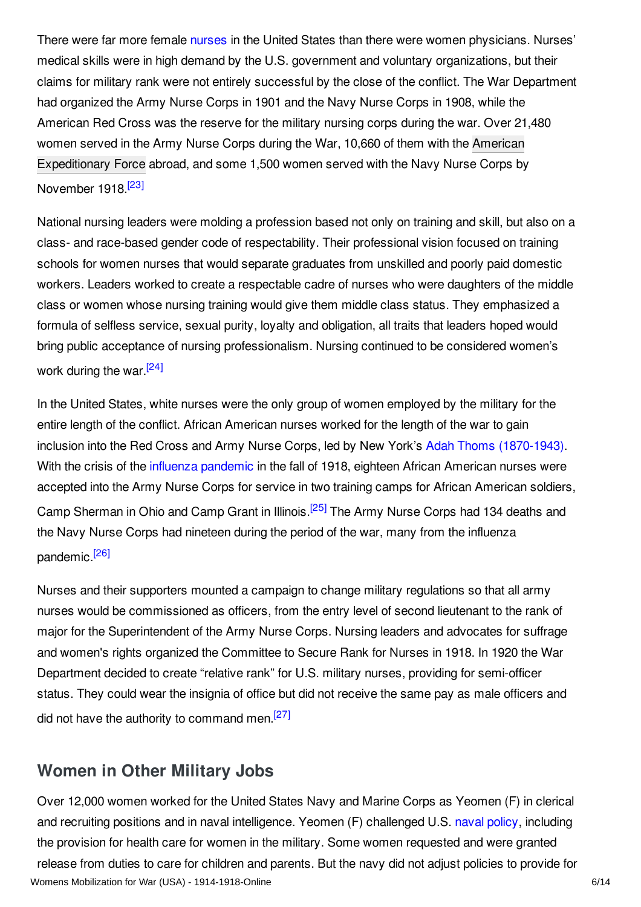There were far more female nurses in the United States than there were women physicians. Nurses' medical skills were in high demand by the U.S. government and voluntary organizations, but their claims for military rank were not entirely successful by the close of the conflict. The War Department had organized the Army Nurse Corps in 1901 and the Navy Nurse Corps in 1908, while the American Red Cross was the reserve for the military nursing corps during the war. Over 21,480 women served in the Army Nurse Corps during the War, 10,660 of them with the American Expeditionary Force abroad, and some 1,500 women served with the Navy Nurse Corps by November 1918.[23]

National nursing leaders were molding a profession based not only on training and skill, but also on a class- and race-based gender code of respectability. Their professional vision focused on training schools for women nurses that would separate graduates from unskilled and poorly paid domestic workers. Leaders worked to create a respectable cadre of nurses who were daughters of the middle class or women whose nursing training would give them middle class status. They emphasized a formula of selfless service, sexual purity, loyalty and obligation, all traits that leaders hoped would bring public acceptance of nursing professionalism. Nursing continued to be considered women's work during the war.[24]

In the United States, white nurses were the only group of women employed by the military for the entire length of the conflict. African American nurses worked for the length of the war to gain inclusion into the Red Cross and Army Nurse Corps, led by New York's Adah Thoms (1870-1943). With the crisis of the influenza pandemic in the fall of 1918, eighteen African American nurses were accepted into the Army Nurse Corps for service in two training camps for African American soldiers, Camp Sherman in Ohio and Camp Grant in Illinois.[25] The Army Nurse Corps had 134 deaths and the Navy Nurse Corps had nineteen during the period of the war, many from the influenza pandemic.[26]

Nurses and their supporters mounted a campaign to change military regulations so that all army nurses would be commissioned as officers, from the entry level of second lieutenant to the rank of major for the Superintendent of the Army Nurse Corps. Nursing leaders and advocates for suffrage and women's rights organized the Committee to Secure Rank for Nurses in 1918. In 1920 the War Department decided to create "relative rank" for U.S. military nurses, providing for semi-officer status. They could wear the insignia of office but did not receive the same pay as male officers and did not have the authority to command men.[27]

## Women in Other Military Jobs

Over 12,000 women worked for the United States Navy and Marine Corps as Yeomen (F) in clerical and recruiting positions and in naval intelligence. Yeomen (F) challenged U.S. naval policy, including the provision for health care for women in the military. Some women requested and were granted release from duties to care for children and parents. But the navy did not adjust policies to provide for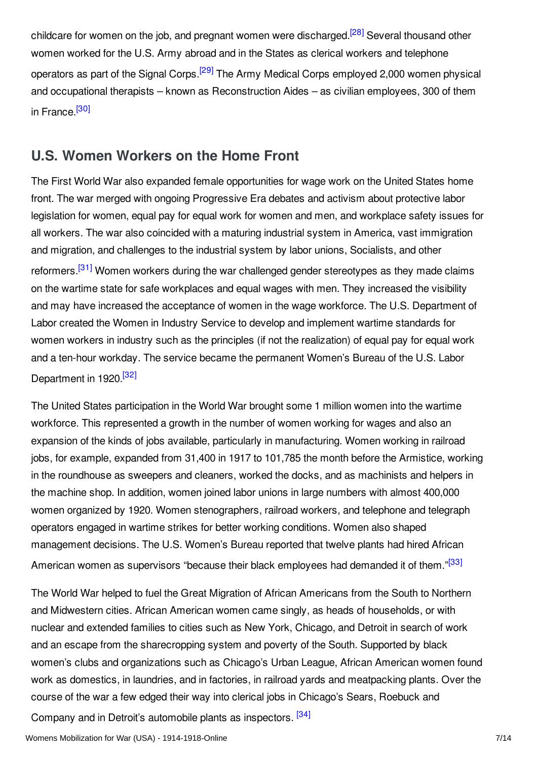childcare for women on the job, and pregnant women were discharged.[28] Several thousand other women worked for the U.S. Army abroad and in the States as clerical workers and telephone operators as part of the Signal Corps.[29] The Army Medical Corps employed 2,000 women physical and occupational therapists – known as Reconstruction Aides – as civilian employees, 300 of them in France.[30]

## U.S. Women Workers on the Home Front

The First World War also expanded female opportunities for wage work on the United States home front. The war merged with ongoing Progressive Era debates and activism about protective labor legislation for women, equal pay for equal work for women and men, and workplace safety issues for all workers. The war also coincided with a maturing industrial system in America, vast immigration and migration, and challenges to the industrial system by labor unions, Socialists, and other reformers.[31] Women workers during the war challenged gender stereotypes as they made claims on the wartime state for safe workplaces and equal wages with men. They increased the visibility and may have increased the acceptance of women in the wage workforce. The U.S. Department of Labor created the Women in Industry Service to develop and implement wartime standards for women workers in industry such as the principles (if not the realization) of equal pay for equal work and a ten-hour workday. The service became the permanent Women's Bureau of the U.S. Labor Department in 1920.[32]

The United States participation in the World War brought some 1 million women into the wartime workforce. This represented a growth in the number of women working for wages and also an expansion of the kinds of jobs available, particularly in manufacturing. Women working in railroad jobs, for example, expanded from 31,400 in 1917 to 101,785 the month before the Armistice, working in the roundhouse as sweepers and cleaners, worked the docks, and as machinists and helpers in the machine shop. In addition, women joined labor unions in large numbers with almost 400,000 women organized by 1920. Women stenographers, railroad workers, and telephone and telegraph operators engaged in wartime strikes for better working conditions. Women also shaped management decisions. The U.S. Women's Bureau reported that twelve plants had hired African American women as supervisors "because their black employees had demanded it of them."[33]

The World War helped to fuel the Great Migration of African Americans from the South to Northern and Midwestern cities. African American women came singly, as heads of households, or with nuclear and extended families to cities such as New York, Chicago, and Detroit in search of work and an escape from the sharecropping system and poverty of the South. Supported by black women's clubs and organizations such as Chicago's Urban League, African American women found work as domestics, in laundries, and in factories, in railroad yards and meatpacking plants. Over the course of the war a few edged their way into clerical jobs in Chicago's Sears, Roebuck and Company and in Detroit's automobile plants as inspectors. [34]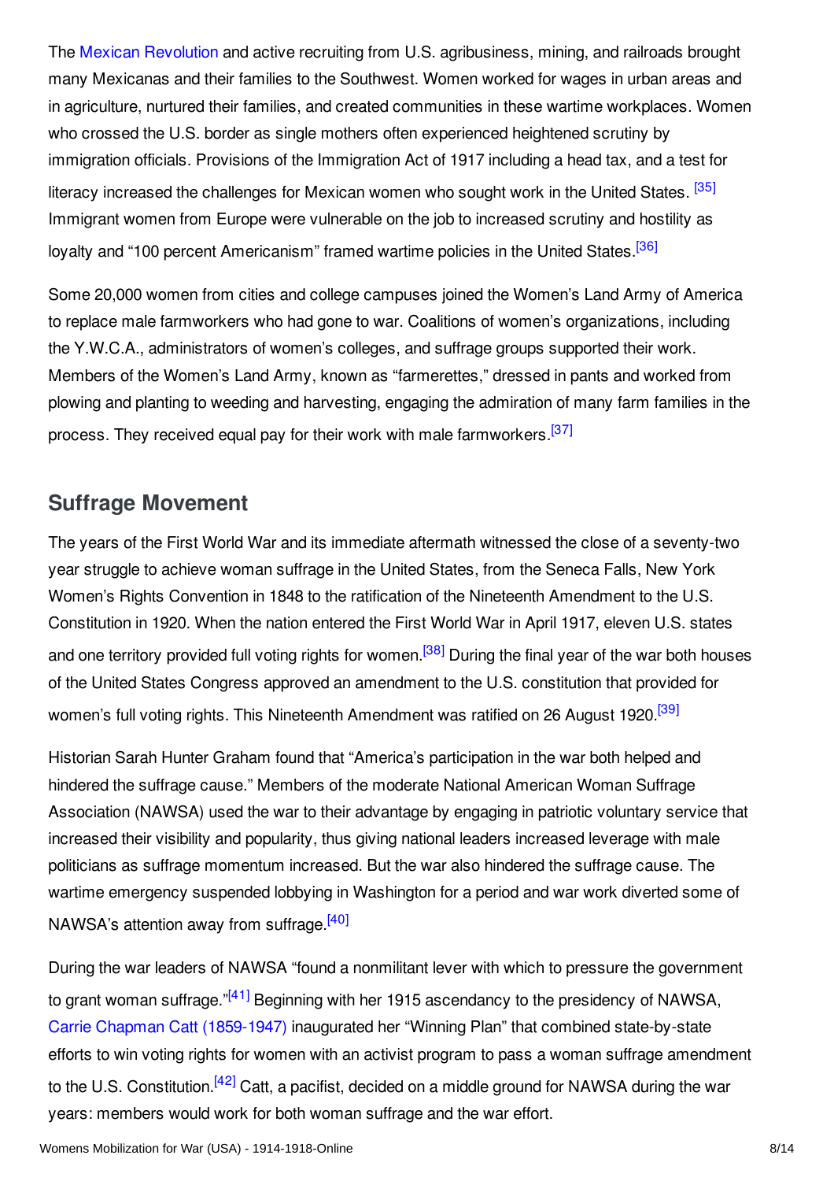The Mexican Revolution and active recruiting from U.S. agribusiness, mining, and railroads brought many Mexicanas and their families to the Southwest. Women worked for wages in urban areas and in agriculture, nurtured their families, and created communities in these wartime workplaces. Women who crossed the U.S. border as single mothers often experienced heightened scrutiny by immigration officials. Provisions of the Immigration Act of 1917 including a head tax, and a test for literacy increased the challenges for Mexican women who sought work in the United States. [35] Immigrant women from Europe were vulnerable on the job to increased scrutiny and hostility as loyalty and "100 percent Americanism" framed wartime policies in the United States.[36]

Some 20,000 women from cities and college campuses joined the Women's Land Army of America to replace male farmworkers who had gone to war. Coalitions of women's organizations, including the Y.W.C.A., administrators of women's colleges, and suffrage groups supported their work. Members of the Women's Land Army, known as "farmerettes," dressed in pants and worked from plowing and planting to weeding and harvesting, engaging the admiration of many farm families in the process. They received equal pay for their work with male farmworkers.[37]

## Suffrage Movement

The years of the First World War and its immediate aftermath witnessed the close of a seventy-two year struggle to achieve woman suffrage in the United States, from the Seneca Falls, New York Women's Rights Convention in 1848 to the ratification of the Nineteenth Amendment to the U.S. Constitution in 1920. When the nation entered the First World War in April 1917, eleven U.S. states and one territory provided full voting rights for women.[38] During the final year of the war both houses of the United States Congress approved an amendment to the U.S. constitution that provided for women's full voting rights. This Nineteenth Amendment was ratified on 26 August 1920.[39]

Historian Sarah Hunter Graham found that "America's participation in the war both helped and hindered the suffrage cause." Members of the moderate National American Woman Suffrage Association (NAWSA) used the war to their advantage by engaging in patriotic voluntary service that increased their visibility and popularity, thus giving national leaders increased leverage with male politicians as suffrage momentum increased. But the war also hindered the suffrage cause. The wartime emergency suspended lobbying in Washington for a period and war work diverted some of NAWSA's attention away from suffrage.[40]

During the war leaders of NAWSA "found a nonmilitant lever with which to pressure the government to grant woman suffrage."[41] Beginning with her 1915 ascendancy to the presidency of NAWSA, Carrie Chapman Catt (1859-1947) inaugurated her "Winning Plan" that combined state-by-state efforts to win voting rights for women with an activist program to pass a woman suffrage amendment to the U.S. Constitution.[42] Catt, a pacifist, decided on a middle ground for NAWSA during the war years: members would work for both woman suffrage and the war effort.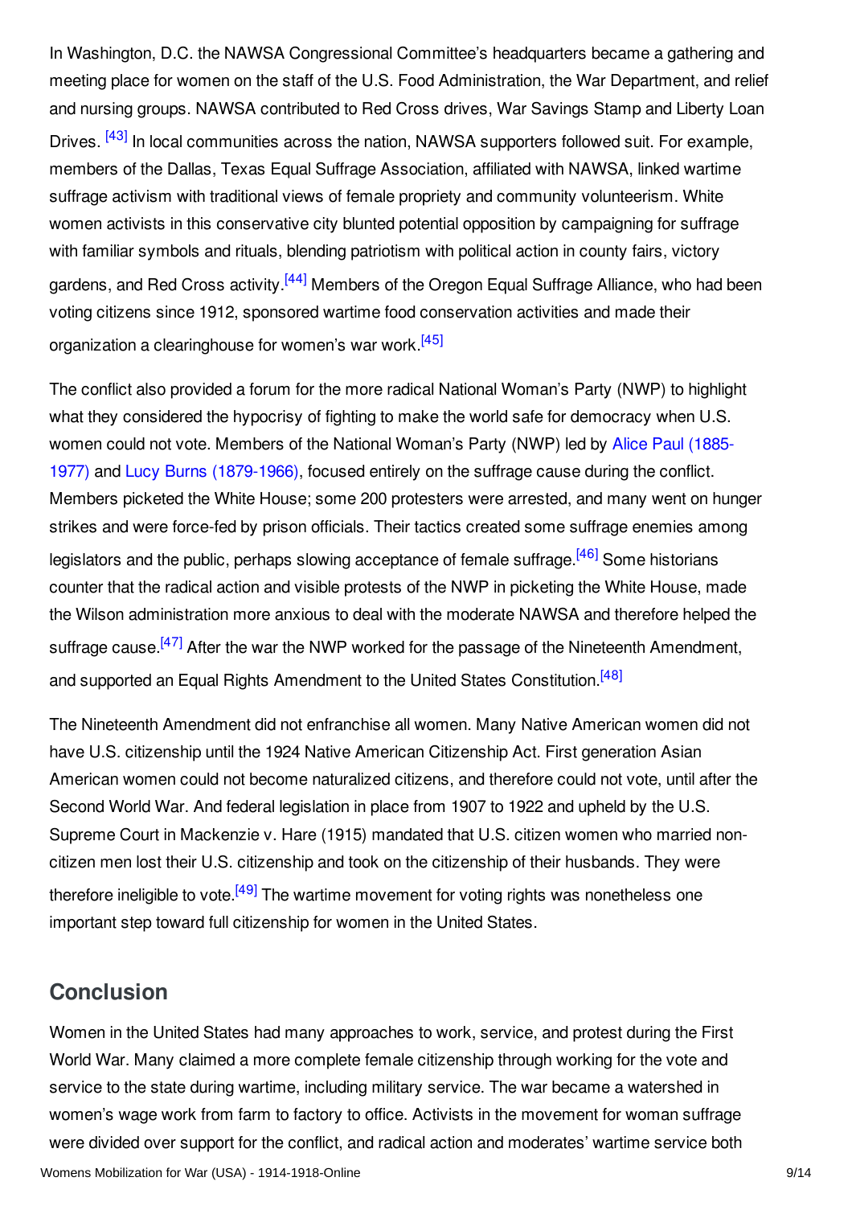In Washington, D.C. the NAWSA Congressional Committee's headquarters became a gathering and meeting place for women on the staff of the U.S. Food Administration, the War Department, and relief and nursing groups. NAWSA contributed to Red Cross drives, War Savings Stamp and Liberty Loan Drives. [43] In local communities across the nation, NAWSA supporters followed suit. For example, members of the Dallas, Texas Equal Suffrage Association, affiliated with NAWSA, linked wartime suffrage activism with traditional views of female propriety and community volunteerism. White women activists in this conservative city blunted potential opposition by campaigning for suffrage with familiar symbols and rituals, blending patriotism with political action in county fairs, victory gardens, and Red Cross activity.[44] Members of the Oregon Equal Suffrage Alliance, who had been voting citizens since 1912, sponsored wartime food conservation activities and made their organization a clearinghouse for women's war work.[45]

The conflict also provided a forum for the more radical National Woman's Party (NWP) to highlight what they considered the hypocrisy of fighting to make the world safe for democracy when U.S. women could not vote. Members of the National Woman's Party (NWP) led by Alice Paul (1885-1977) and Lucy Burns (1879-1966), focused entirely on the suffrage cause during the conflict. Members picketed the White House; some 200 protesters were arrested, and many went on hunger strikes and were force-fed by prison officials. Their tactics created some suffrage enemies among legislators and the public, perhaps slowing acceptance of female suffrage.[46] Some historians counter that the radical action and visible protests of the NWP in picketing the White House, made the Wilson administration more anxious to deal with the moderate NAWSA and therefore helped the suffrage cause.[47] After the war the NWP worked for the passage of the Nineteenth Amendment, and supported an Equal Rights Amendment to the United States Constitution.[48]

The Nineteenth Amendment did not enfranchise all women. Many Native American women did not have U.S. citizenship until the 1924 Native American Citizenship Act. First generation Asian American women could not become naturalized citizens, and therefore could not vote, until after the Second World War. And federal legislation in place from 1907 to 1922 and upheld by the U.S. Supreme Court in Mackenzie v. Hare (1915) mandated that U.S. citizen women who married non-citizen men lost their U.S. citizenship and took on the citizenship of their husbands. They were therefore ineligible to vote.[49] The wartime movement for voting rights was nonetheless one important step toward full citizenship for women in the United States.

## Conclusion

Women in the United States had many approaches to work, service, and protest during the First World War. Many claimed a more complete female citizenship through working for the vote and service to the state during wartime, including military service. The war became a watershed in women's wage work from farm to factory to office. Activists in the movement for woman suffrage were divided over support for the conflict, and radical action and moderates' wartime service both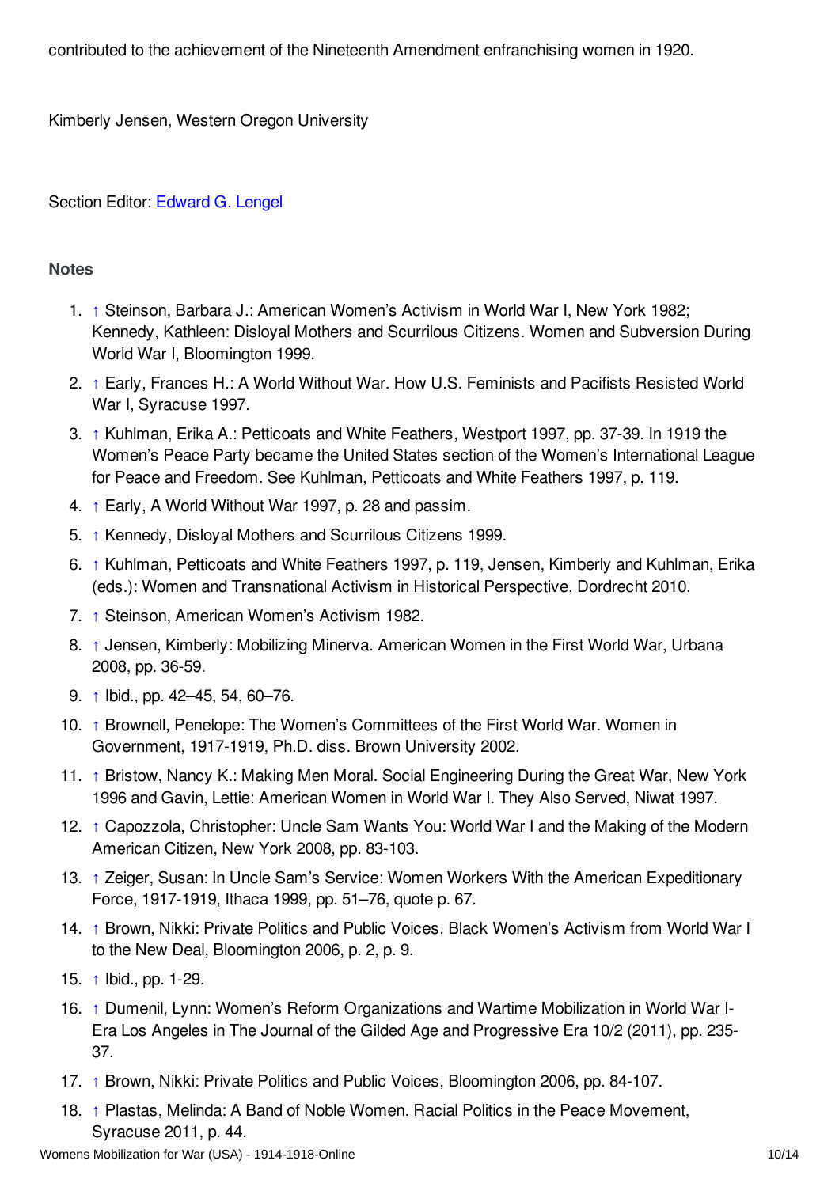contributed to the achievement of the Nineteenth Amendment enfranchising women in 1920.

Kimberly Jensen, Western Oregon University

Section Editor: Edward G. Lengel

## Notes

1. ↑ Steinson, Barbara J.: American Women's Activism in World War I, New York 1982; Kennedy, Kathleen: Disloyal Mothers and Scurrilous Citizens. Women and Subversion During World War I, Bloomington 1999.
2. ↑ Early, Frances H.: A World Without War. How U.S. Feminists and Pacifists Resisted World War I, Syracuse 1997.
3. ↑ Kuhlman, Erika A.: Petticoats and White Feathers, Westport 1997, pp. 37-39. In 1919 the Women's Peace Party became the United States section of the Women's International League for Peace and Freedom. See Kuhlman, Petticoats and White Feathers 1997, p. 119.
4. ↑ Early, A World Without War 1997, p. 28 and passim.
5. ↑ Kennedy, Disloyal Mothers and Scurrilous Citizens 1999.
6. ↑ Kuhlman, Petticoats and White Feathers 1997, p. 119, Jensen, Kimberly and Kuhlman, Erika (eds.): Women and Transnational Activism in Historical Perspective, Dordrecht 2010.
7. ↑ Steinson, American Women's Activism 1982.
8. ↑ Jensen, Kimberly: Mobilizing Minerva. American Women in the First World War, Urbana 2008, pp. 36-59.
9. ↑ Ibid., pp. 42–45, 54, 60–76.
10. ↑ Brownell, Penelope: The Women's Committees of the First World War. Women in Government, 1917-1919, Ph.D. diss. Brown University 2002.
11. ↑ Bristow, Nancy K.: Making Men Moral. Social Engineering During the Great War, New York 1996 and Gavin, Lettie: American Women in World War I. They Also Served, Niwat 1997.
12. ↑ Capozzola, Christopher: Uncle Sam Wants You: World War I and the Making of the Modern American Citizen, New York 2008, pp. 83-103.
13. ↑ Zeiger, Susan: In Uncle Sam's Service: Women Workers With the American Expeditionary Force, 1917-1919, Ithaca 1999, pp. 51–76, quote p. 67.
14. ↑ Brown, Nikki: Private Politics and Public Voices. Black Women's Activism from World War I to the New Deal, Bloomington 2006, p. 2, p. 9.
15. ↑ Ibid., pp. 1-29.
16. ↑ Dumenil, Lynn: Women's Reform Organizations and Wartime Mobilization in World War I-Era Los Angeles in The Journal of the Gilded Age and Progressive Era 10/2 (2011), pp. 235-37.
17. ↑ Brown, Nikki: Private Politics and Public Voices, Bloomington 2006, pp. 84-107.
18. ↑ Plastas, Melinda: A Band of Noble Women. Racial Politics in the Peace Movement, Syracuse 2011, p. 44.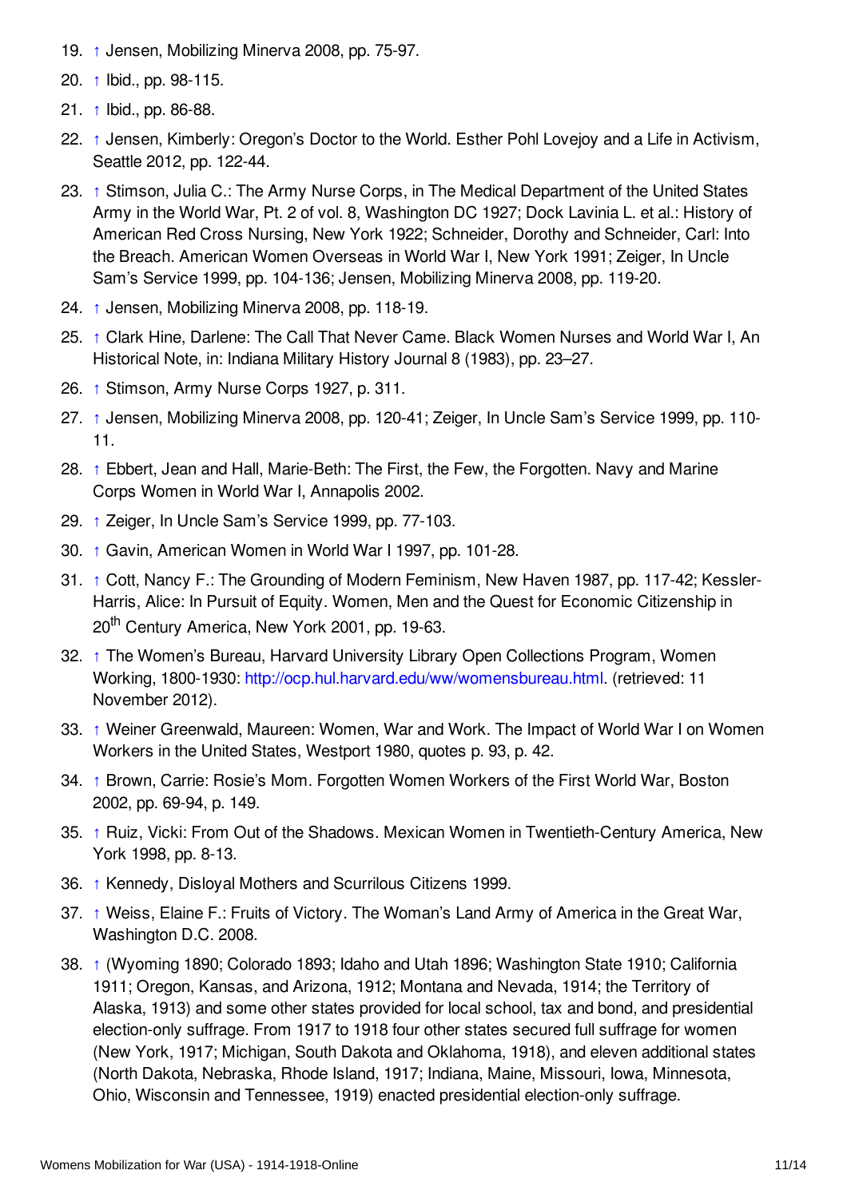19. ↑ Jensen, Mobilizing Minerva 2008, pp. 75-97.
20. ↑ Ibid., pp. 98-115.
21. ↑ Ibid., pp. 86-88.
22. ↑ Jensen, Kimberly: Oregon's Doctor to the World. Esther Pohl Lovejoy and a Life in Activism, Seattle 2012, pp. 122-44.
23. ↑ Stimson, Julia C.: The Army Nurse Corps, in The Medical Department of the United States Army in the World War, Pt. 2 of vol. 8, Washington DC 1927; Dock Lavinia L. et al.: History of American Red Cross Nursing, New York 1922; Schneider, Dorothy and Schneider, Carl: Into the Breach. American Women Overseas in World War I, New York 1991; Zeiger, In Uncle Sam's Service 1999, pp. 104-136; Jensen, Mobilizing Minerva 2008, pp. 119-20.
24. ↑ Jensen, Mobilizing Minerva 2008, pp. 118-19.
25. ↑ Clark Hine, Darlene: The Call That Never Came. Black Women Nurses and World War I, An Historical Note, in: Indiana Military History Journal 8 (1983), pp. 23–27.
26. ↑ Stimson, Army Nurse Corps 1927, p. 311.
27. ↑ Jensen, Mobilizing Minerva 2008, pp. 120-41; Zeiger, In Uncle Sam's Service 1999, pp. 110-11.
28. ↑ Ebbert, Jean and Hall, Marie-Beth: The First, the Few, the Forgotten. Navy and Marine Corps Women in World War I, Annapolis 2002.
29. ↑ Zeiger, In Uncle Sam's Service 1999, pp. 77-103.
30. ↑ Gavin, American Women in World War I 1997, pp. 101-28.
31. ↑ Cott, Nancy F.: The Grounding of Modern Feminism, New Haven 1987, pp. 117-42; Kessler-Harris, Alice: In Pursuit of Equity. Women, Men and the Quest for Economic Citizenship in 20th Century America, New York 2001, pp. 19-63.
32. ↑ The Women's Bureau, Harvard University Library Open Collections Program, Women Working, 1800-1930: http://ocp.hul.harvard.edu/ww/womensbureau.html. (retrieved: 11 November 2012).
33. ↑ Weiner Greenwald, Maureen: Women, War and Work. The Impact of World War I on Women Workers in the United States, Westport 1980, quotes p. 93, p. 42.
34. ↑ Brown, Carrie: Rosie's Mom. Forgotten Women Workers of the First World War, Boston 2002, pp. 69-94, p. 149.
35. ↑ Ruiz, Vicki: From Out of the Shadows. Mexican Women in Twentieth-Century America, New York 1998, pp. 8-13.
36. ↑ Kennedy, Disloyal Mothers and Scurrilous Citizens 1999.
37. ↑ Weiss, Elaine F.: Fruits of Victory. The Woman's Land Army of America in the Great War, Washington D.C. 2008.
38. ↑ (Wyoming 1890; Colorado 1893; Idaho and Utah 1896; Washington State 1910; California 1911; Oregon, Kansas, and Arizona, 1912; Montana and Nevada, 1914; the Territory of Alaska, 1913) and some other states provided for local school, tax and bond, and presidential election-only suffrage. From 1917 to 1918 four other states secured full suffrage for women (New York, 1917; Michigan, South Dakota and Oklahoma, 1918), and eleven additional states (North Dakota, Nebraska, Rhode Island, 1917; Indiana, Maine, Missouri, Iowa, Minnesota, Ohio, Wisconsin and Tennessee, 1919) enacted presidential election-only suffrage.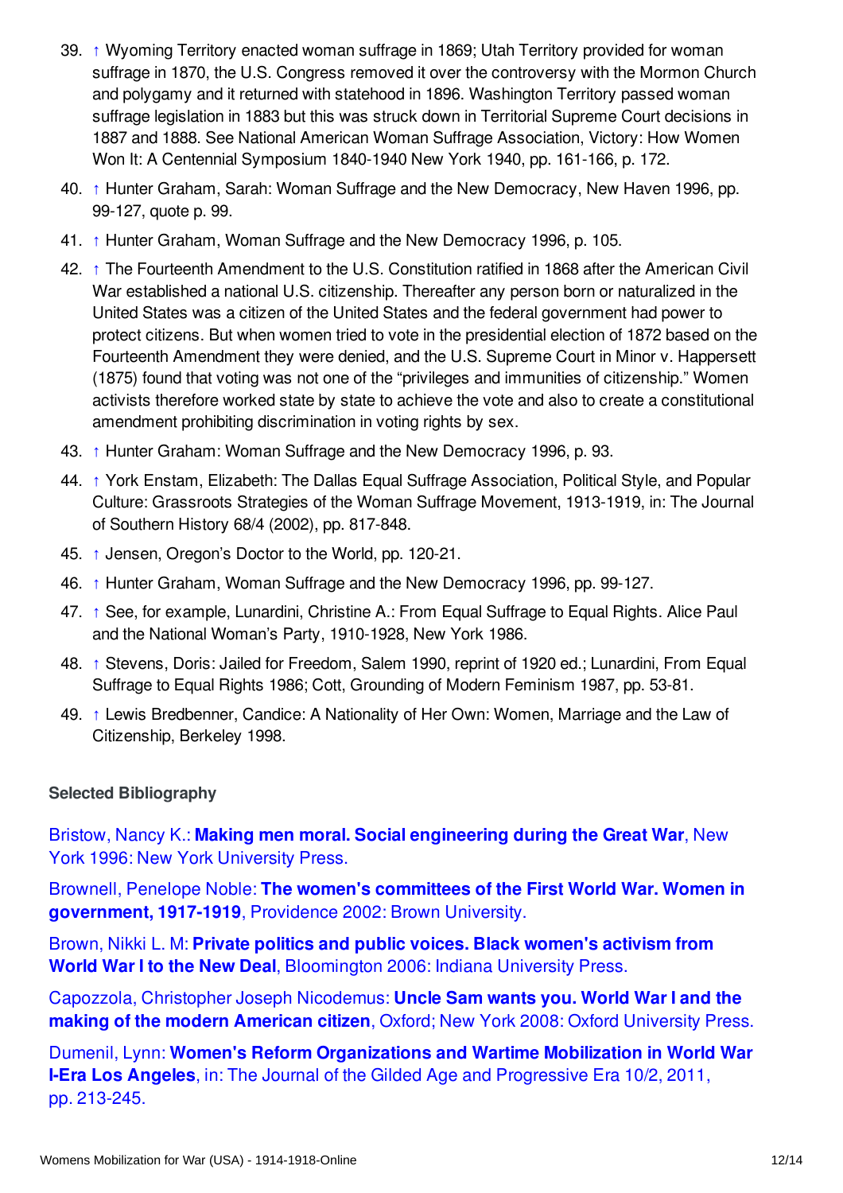39. ↑ Wyoming Territory enacted woman suffrage in 1869; Utah Territory provided for woman suffrage in 1870, the U.S. Congress removed it over the controversy with the Mormon Church and polygamy and it returned with statehood in 1896. Washington Territory passed woman suffrage legislation in 1883 but this was struck down in Territorial Supreme Court decisions in 1887 and 1888. See National American Woman Suffrage Association, Victory: How Women Won It: A Centennial Symposium 1840-1940 New York 1940, pp. 161-166, p. 172.
40. ↑ Hunter Graham, Sarah: Woman Suffrage and the New Democracy, New Haven 1996, pp. 99-127, quote p. 99.
41. ↑ Hunter Graham, Woman Suffrage and the New Democracy 1996, p. 105.
42. ↑ The Fourteenth Amendment to the U.S. Constitution ratified in 1868 after the American Civil War established a national U.S. citizenship. Thereafter any person born or naturalized in the United States was a citizen of the United States and the federal government had power to protect citizens. But when women tried to vote in the presidential election of 1872 based on the Fourteenth Amendment they were denied, and the U.S. Supreme Court in Minor v. Happersett (1875) found that voting was not one of the "privileges and immunities of citizenship." Women activists therefore worked state by state to achieve the vote and also to create a constitutional amendment prohibiting discrimination in voting rights by sex.
43. ↑ Hunter Graham: Woman Suffrage and the New Democracy 1996, p. 93.
44. ↑ York Enstam, Elizabeth: The Dallas Equal Suffrage Association, Political Style, and Popular Culture: Grassroots Strategies of the Woman Suffrage Movement, 1913-1919, in: The Journal of Southern History 68/4 (2002), pp. 817-848.
45. ↑ Jensen, Oregon's Doctor to the World, pp. 120-21.
46. ↑ Hunter Graham, Woman Suffrage and the New Democracy 1996, pp. 99-127.
47. ↑ See, for example, Lunardini, Christine A.: From Equal Suffrage to Equal Rights. Alice Paul and the National Woman's Party, 1910-1928, New York 1986.
48. ↑ Stevens, Doris: Jailed for Freedom, Salem 1990, reprint of 1920 ed.; Lunardini, From Equal Suffrage to Equal Rights 1986; Cott, Grounding of Modern Feminism 1987, pp. 53-81.
49. ↑ Lewis Bredbenner, Candice: A Nationality of Her Own: Women, Marriage and the Law of Citizenship, Berkeley 1998.

### Selected Bibliography

Bristow, Nancy K.: **Making men moral. Social engineering during the Great War**, New York 1996: New York University Press.

Brownell, Penelope Noble: **The women's committees of the First World War. Women in government, 1917-1919**, Providence 2002: Brown University.

Brown, Nikki L. M: **Private politics and public voices. Black women's activism from World War I to the New Deal**, Bloomington 2006: Indiana University Press.

Capozzola, Christopher Joseph Nicodemus: **Uncle Sam wants you. World War I and the making of the modern American citizen**, Oxford; New York 2008: Oxford University Press.

Dumenil, Lynn: **Women's Reform Organizations and Wartime Mobilization in World War I-Era Los Angeles**, in: The Journal of the Gilded Age and Progressive Era 10/2, 2011, pp. 213-245.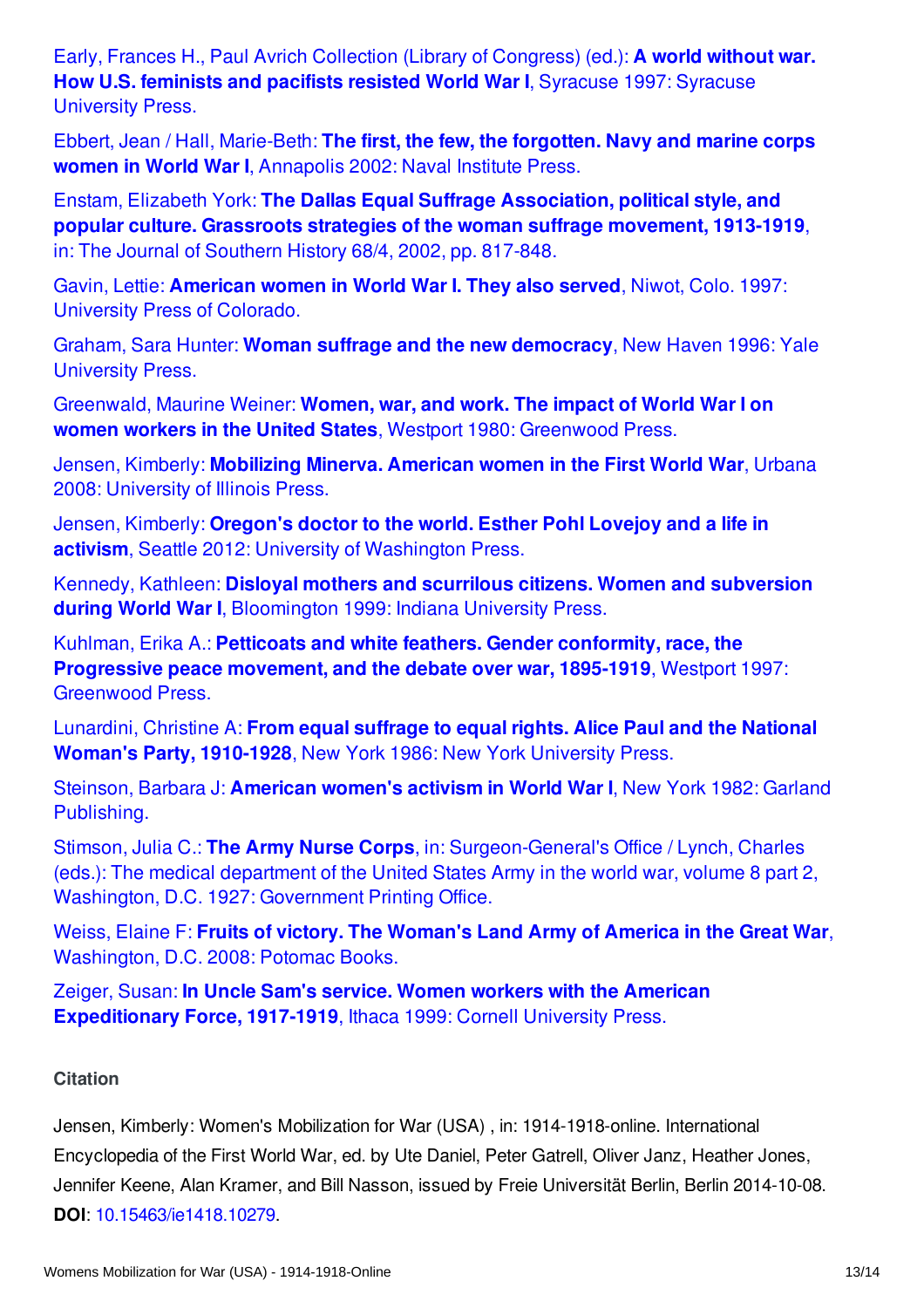Early, Frances H., Paul Avrich Collection (Library of Congress) (ed.): **A world without war. How U.S. feminists and pacifists resisted World War I**, Syracuse 1997: Syracuse University Press.

Ebbert, Jean / Hall, Marie-Beth: **The first, the few, the forgotten. Navy and marine corps women in World War I**, Annapolis 2002: Naval Institute Press.

Enstam, Elizabeth York: **The Dallas Equal Suffrage Association, political style, and popular culture. Grassroots strategies of the woman suffrage movement, 1913-1919**, in: The Journal of Southern History 68/4, 2002, pp. 817-848.

Gavin, Lettie: **American women in World War I. They also served**, Niwot, Colo. 1997: University Press of Colorado.

Graham, Sara Hunter: **Woman suffrage and the new democracy**, New Haven 1996: Yale University Press.

Greenwald, Maurine Weiner: **Women, war, and work. The impact of World War I on women workers in the United States**, Westport 1980: Greenwood Press.

Jensen, Kimberly: **Mobilizing Minerva. American women in the First World War**, Urbana 2008: University of Illinois Press.

Jensen, Kimberly: **Oregon's doctor to the world. Esther Pohl Lovejoy and a life in activism**, Seattle 2012: University of Washington Press.

Kennedy, Kathleen: **Disloyal mothers and scurrilous citizens. Women and subversion during World War I**, Bloomington 1999: Indiana University Press.

Kuhlman, Erika A.: **Petticoats and white feathers. Gender conformity, race, the Progressive peace movement, and the debate over war, 1895-1919**, Westport 1997: Greenwood Press.

Lunardini, Christine A: **From equal suffrage to equal rights. Alice Paul and the National Woman's Party, 1910-1928**, New York 1986: New York University Press.

Steinson, Barbara J: **American women's activism in World War I**, New York 1982: Garland Publishing.

Stimson, Julia C.: **The Army Nurse Corps**, in: Surgeon-General's Office / Lynch, Charles (eds.): The medical department of the United States Army in the world war, volume 8 part 2, Washington, D.C. 1927: Government Printing Office.

Weiss, Elaine F: **Fruits of victory. The Woman's Land Army of America in the Great War**, Washington, D.C. 2008: Potomac Books.

Zeiger, Susan: **In Uncle Sam's service. Women workers with the American Expeditionary Force, 1917-1919**, Ithaca 1999: Cornell University Press.

**Citation**

Jensen, Kimberly: Women's Mobilization for War (USA) , in: 1914-1918-online. International Encyclopedia of the First World War, ed. by Ute Daniel, Peter Gatrell, Oliver Janz, Heather Jones, Jennifer Keene, Alan Kramer, and Bill Nasson, issued by Freie Universität Berlin, Berlin 2014-10-08. **DOI**: 10.15463/ie1418.10279.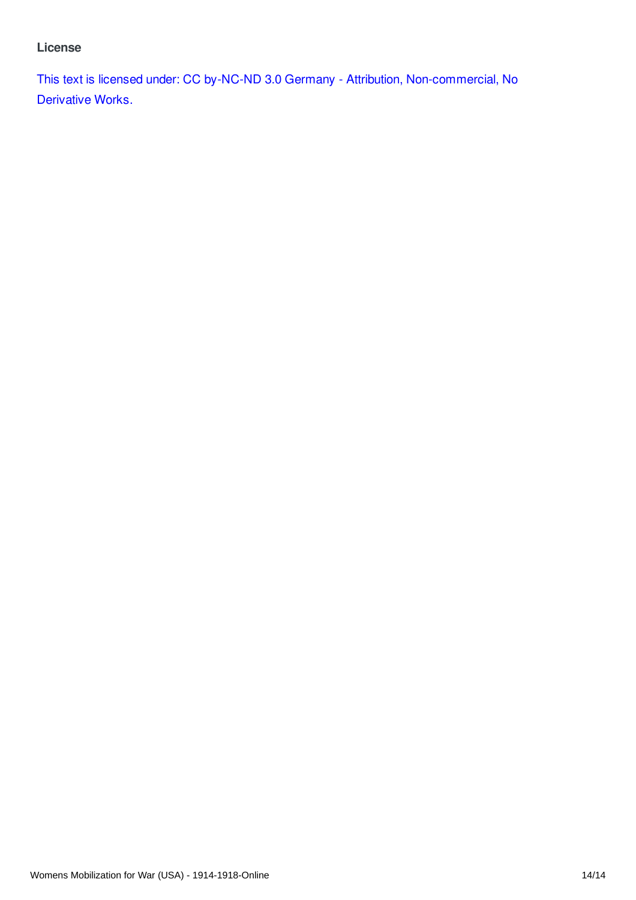### License

This text is licensed under: CC by-NC-ND 3.0 Germany - Attribution, Non-commercial, No Derivative Works.